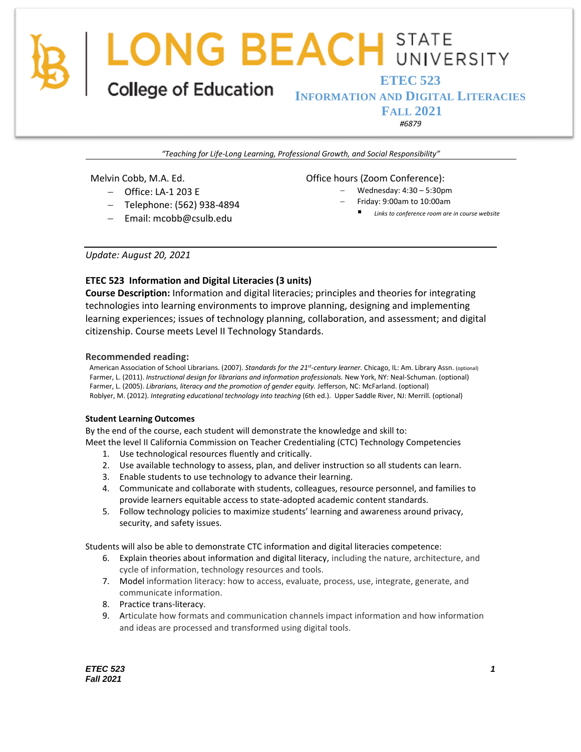# LONG BEACH STATE UNIVERSITY

College of Education

## ETEC 523
## INFORMATION AND DIGITAL LITERACIES
## FALL 2021
*#6879*

*"Teaching for Life-Long Learning, Professional Growth, and Social Responsibility"*

Melvin Cobb, M.A. Ed.
- Office: LA-1 203 E
- Telephone: (562) 938-4894
- Email: mcobb@csulb.edu

Office hours (Zoom Conference):
- Wednesday: 4:30 – 5:30pm
- Friday: 9:00am to 10:00am
  - *Links to conference room are in course website*

*Update: August 20, 2021*

**ETEC 523 Information and Digital Literacies (3 units)**
**Course Description:** Information and digital literacies; principles and theories for integrating technologies into learning environments to improve planning, designing and implementing learning experiences; issues of technology planning, collaboration, and assessment; and digital citizenship. Course meets Level II Technology Standards.

### Recommended reading:

American Association of School Librarians. (2007). *Standards for the 21st-century learner.* Chicago, IL: Am. Library Assn. (optional)
Farmer, L. (2011). *Instructional design for librarians and information professionals.* New York, NY: Neal-Schuman. (optional)
Farmer, L. (2005). *Librarians, literacy and the promotion of gender equity.* Jefferson, NC: McFarland. (optional)
Roblyer, M. (2012). *Integrating educational technology into teaching* (6th ed.). Upper Saddle River, NJ: Merrill. (optional)

**Student Learning Outcomes**
By the end of the course, each student will demonstrate the knowledge and skill to:
Meet the level II California Commission on Teacher Credentialing (CTC) Technology Competencies

1. Use technological resources fluently and critically.
2. Use available technology to assess, plan, and deliver instruction so all students can learn.
3. Enable students to use technology to advance their learning.
4. Communicate and collaborate with students, colleagues, resource personnel, and families to provide learners equitable access to state-adopted academic content standards.
5. Follow technology policies to maximize students' learning and awareness around privacy, security, and safety issues.

Students will also be able to demonstrate CTC information and digital literacies competence:

6. Explain theories about information and digital literacy, including the nature, architecture, and cycle of information, technology resources and tools.
7. Model information literacy: how to access, evaluate, process, use, integrate, generate, and communicate information.
8. Practice trans-literacy.
9. Articulate how formats and communication channels impact information and how information and ideas are processed and transformed using digital tools.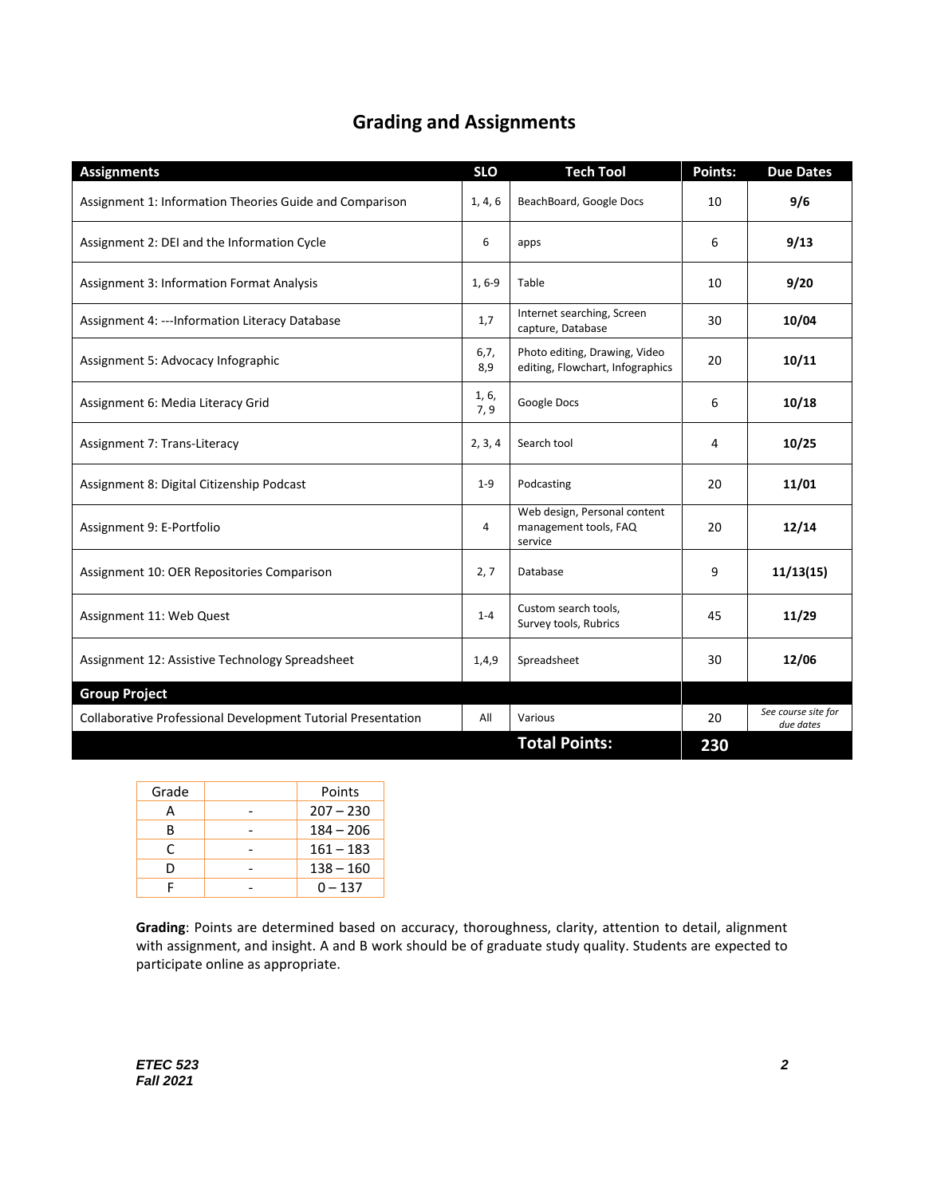## Grading and Assignments

| Assignments | SLO | Tech Tool | Points: | Due Dates |
|---|---|---|---|---|
| Assignment 1: Information Theories Guide and Comparison | 1, 4, 6 | BeachBoard, Google Docs | 10 | **9/6** |
| Assignment 2: DEI and the Information Cycle | 6 | apps | 6 | **9/13** |
| Assignment 3: Information Format Analysis | 1, 6-9 | Table | 10 | **9/20** |
| Assignment 4: ---Information Literacy Database | 1,7 | Internet searching, Screen capture, Database | 30 | **10/04** |
| Assignment 5: Advocacy Infographic | 6,7, 8,9 | Photo editing, Drawing, Video editing, Flowchart, Infographics | 20 | **10/11** |
| Assignment 6: Media Literacy Grid | 1, 6, 7, 9 | Google Docs | 6 | **10/18** |
| Assignment 7: Trans-Literacy | 2, 3, 4 | Search tool | 4 | **10/25** |
| Assignment 8: Digital Citizenship Podcast | 1-9 | Podcasting | 20 | **11/01** |
| Assignment 9: E-Portfolio | 4 | Web design, Personal content management tools, FAQ service | 20 | **12/14** |
| Assignment 10: OER Repositories Comparison | 2, 7 | Database | 9 | **11/13(15)** |
| Assignment 11: Web Quest | 1-4 | Custom search tools, Survey tools, Rubrics | 45 | **11/29** |
| Assignment 12: Assistive Technology Spreadsheet | 1,4,9 | Spreadsheet | 30 | **12/06** |
| **Group Project** | | | | |
| Collaborative Professional Development Tutorial Presentation | All | Various | 20 | *See course site for due dates* |
| | | **Total Points:** | **230** | |

| Grade | | Points |
|---|---|---|
| A | - | 207 – 230 |
| B | - | 184 – 206 |
| C | - | 161 – 183 |
| D | - | 138 – 160 |
| F | - | 0 – 137 |

**Grading**: Points are determined based on accuracy, thoroughness, clarity, attention to detail, alignment with assignment, and insight. A and B work should be of graduate study quality. Students are expected to participate online as appropriate.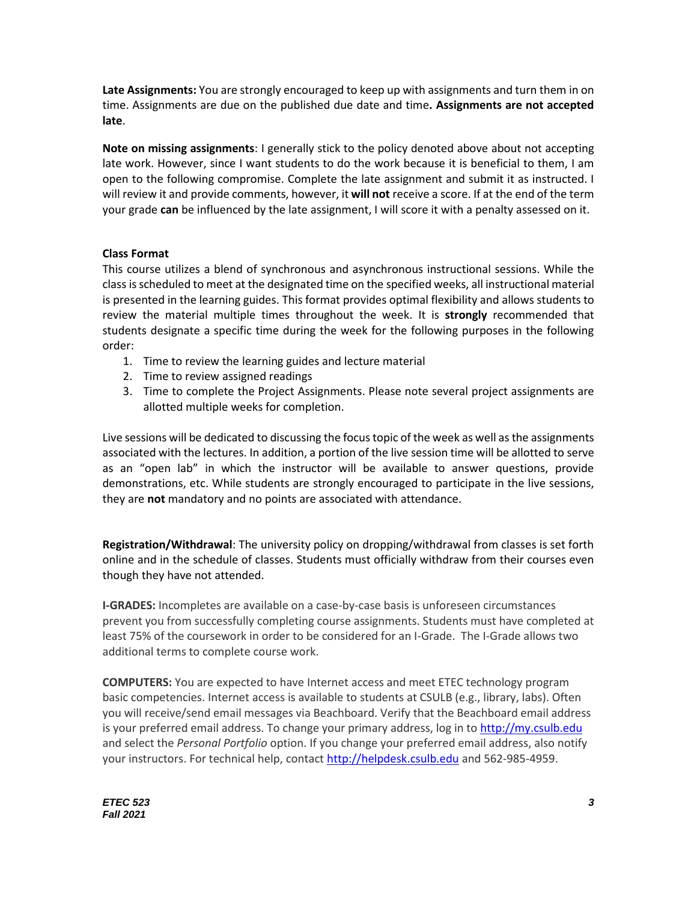**Late Assignments:** You are strongly encouraged to keep up with assignments and turn them in on time. Assignments are due on the published due date and time**. Assignments are not accepted late**.

**Note on missing assignments**: I generally stick to the policy denoted above about not accepting late work. However, since I want students to do the work because it is beneficial to them, I am open to the following compromise. Complete the late assignment and submit it as instructed. I will review it and provide comments, however, it **will not** receive a score. If at the end of the term your grade **can** be influenced by the late assignment, I will score it with a penalty assessed on it.

**Class Format**

This course utilizes a blend of synchronous and asynchronous instructional sessions. While the class is scheduled to meet at the designated time on the specified weeks, all instructional material is presented in the learning guides. This format provides optimal flexibility and allows students to review the material multiple times throughout the week. It is **strongly** recommended that students designate a specific time during the week for the following purposes in the following order:

1. Time to review the learning guides and lecture material
2. Time to review assigned readings
3. Time to complete the Project Assignments. Please note several project assignments are allotted multiple weeks for completion.

Live sessions will be dedicated to discussing the focus topic of the week as well as the assignments associated with the lectures. In addition, a portion of the live session time will be allotted to serve as an "open lab" in which the instructor will be available to answer questions, provide demonstrations, etc. While students are strongly encouraged to participate in the live sessions, they are **not** mandatory and no points are associated with attendance.

**Registration/Withdrawal**: The university policy on dropping/withdrawal from classes is set forth online and in the schedule of classes. Students must officially withdraw from their courses even though they have not attended.

**I-GRADES:** Incompletes are available on a case-by-case basis is unforeseen circumstances prevent you from successfully completing course assignments. Students must have completed at least 75% of the coursework in order to be considered for an I-Grade. The I-Grade allows two additional terms to complete course work.

**COMPUTERS:** You are expected to have Internet access and meet ETEC technology program basic competencies. Internet access is available to students at CSULB (e.g., library, labs). Often you will receive/send email messages via Beachboard. Verify that the Beachboard email address is your preferred email address. To change your primary address, log in to [http://my.csulb.edu](http://my.csulb.edu) and select the *Personal Portfolio* option. If you change your preferred email address, also notify your instructors. For technical help, contact [http://helpdesk.csulb.edu](http://helpdesk.csulb.edu) and 562-985-4959.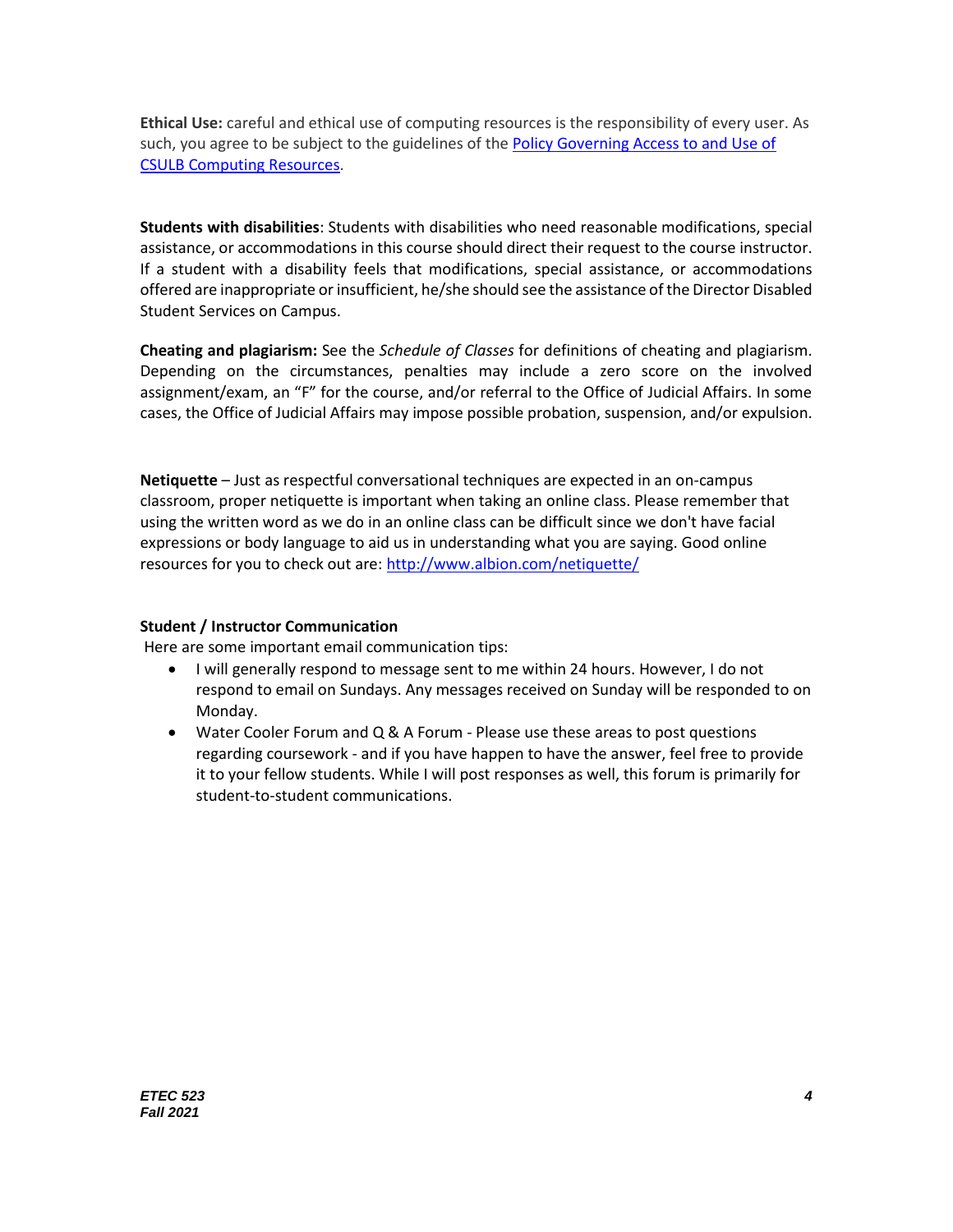**Ethical Use:** careful and ethical use of computing resources is the responsibility of every user. As such, you agree to be subject to the guidelines of the [Policy Governing Access to and Use of CSULB Computing Resources](Policy Governing Access to and Use of CSULB Computing Resources).

**Students with disabilities**: Students with disabilities who need reasonable modifications, special assistance, or accommodations in this course should direct their request to the course instructor. If a student with a disability feels that modifications, special assistance, or accommodations offered are inappropriate or insufficient, he/she should see the assistance of the Director Disabled Student Services on Campus.

**Cheating and plagiarism:** See the *Schedule of Classes* for definitions of cheating and plagiarism. Depending on the circumstances, penalties may include a zero score on the involved assignment/exam, an "F" for the course, and/or referral to the Office of Judicial Affairs. In some cases, the Office of Judicial Affairs may impose possible probation, suspension, and/or expulsion.

**Netiquette** – Just as respectful conversational techniques are expected in an on-campus classroom, proper netiquette is important when taking an online class. Please remember that using the written word as we do in an online class can be difficult since we don't have facial expressions or body language to aid us in understanding what you are saying. Good online resources for you to check out are: http://www.albion.com/netiquette/

**Student / Instructor Communication**

Here are some important email communication tips:

- I will generally respond to message sent to me within 24 hours. However, I do not respond to email on Sundays. Any messages received on Sunday will be responded to on Monday.
- Water Cooler Forum and Q & A Forum - Please use these areas to post questions regarding coursework - and if you have happen to have the answer, feel free to provide it to your fellow students. While I will post responses as well, this forum is primarily for student-to-student communications.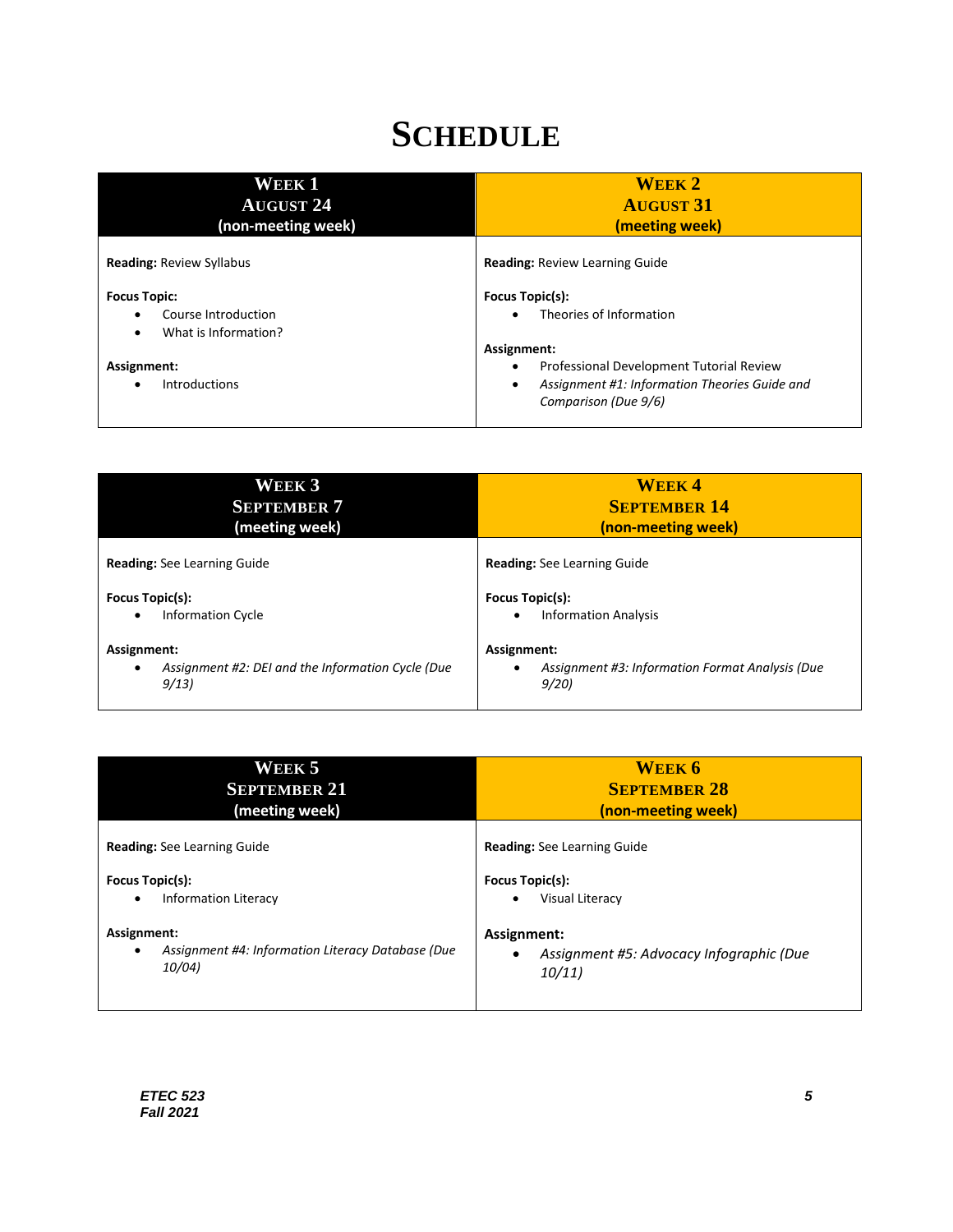# Schedule

| Week 1<br>August 24<br>(non-meeting week) | Week 2<br>August 31<br>(meeting week) |
|---|---|
| **Reading:** Review Syllabus<br><br>**Focus Topic:**<br>• Course Introduction<br>• What is Information?<br><br>**Assignment:**<br>• Introductions | **Reading:** Review Learning Guide<br><br>**Focus Topic(s):**<br>• Theories of Information<br><br>**Assignment:**<br>• Professional Development Tutorial Review<br>• *Assignment #1: Information Theories Guide and Comparison (Due 9/6)* |

| Week 3<br>September 7<br>(meeting week) | Week 4<br>September 14<br>(non-meeting week) |
|---|---|
| **Reading:** See Learning Guide<br><br>**Focus Topic(s):**<br>• Information Cycle<br><br>**Assignment:**<br>• *Assignment #2: DEI and the Information Cycle (Due 9/13)* | **Reading:** See Learning Guide<br><br>**Focus Topic(s):**<br>• Information Analysis<br><br>**Assignment:**<br>• *Assignment #3: Information Format Analysis (Due 9/20)* |

| Week 5<br>September 21<br>(meeting week) | Week 6<br>September 28<br>(non-meeting week) |
|---|---|
| **Reading:** See Learning Guide<br><br>**Focus Topic(s):**<br>• Information Literacy<br><br>**Assignment:**<br>• *Assignment #4: Information Literacy Database (Due 10/04)* | **Reading:** See Learning Guide<br><br>**Focus Topic(s):**<br>• Visual Literacy<br><br>**Assignment:**<br>• *Assignment #5: Advocacy Infographic (Due 10/11)* |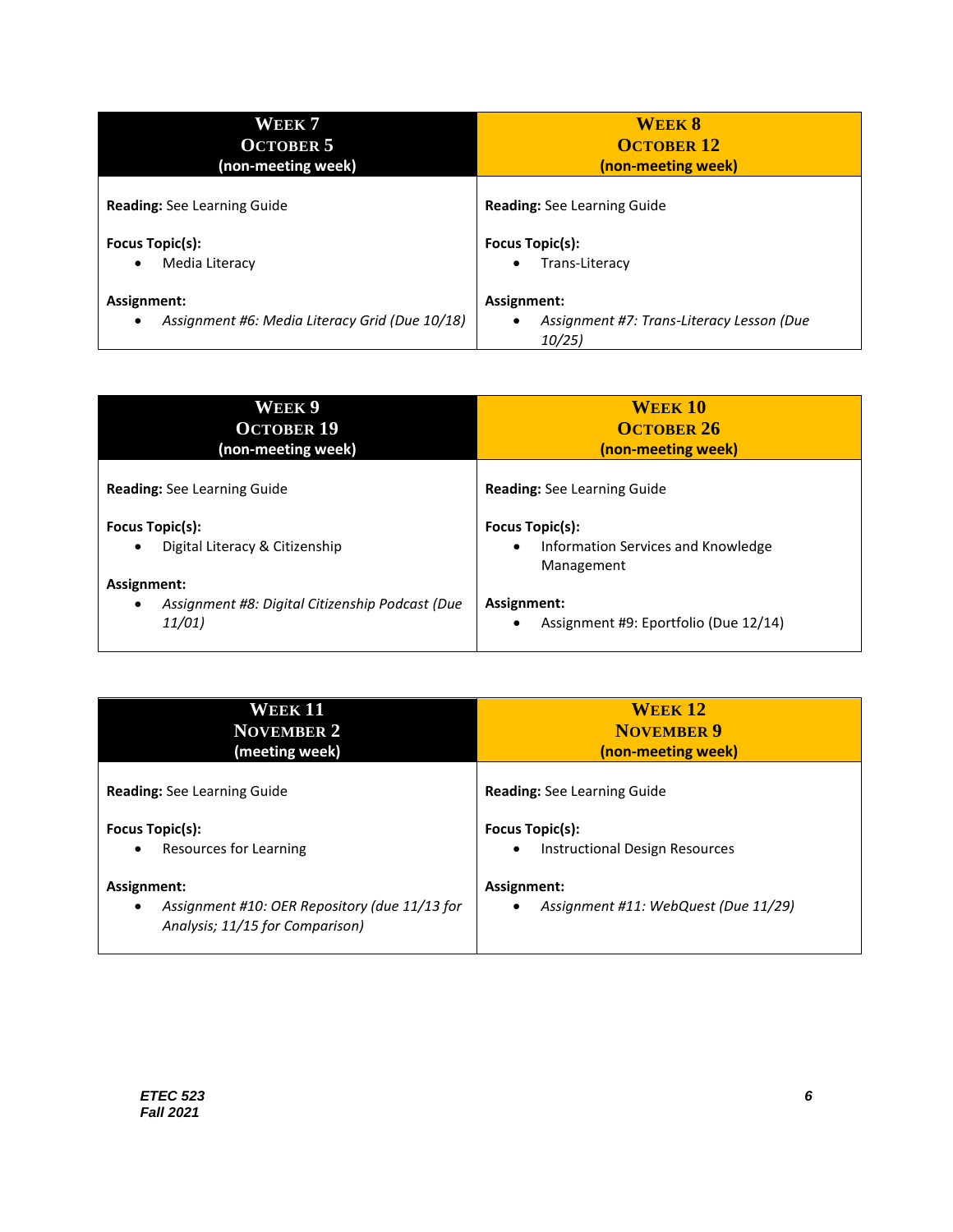| **Week 7**<br>**October 5**<br>**(non-meeting week)** | **Week 8**<br>**October 12**<br>**(non-meeting week)** |
| --- | --- |
| **Reading:** See Learning Guide<br><br>**Focus Topic(s):**<br>• Media Literacy<br><br>**Assignment:**<br>• *Assignment #6: Media Literacy Grid (Due 10/18)* | **Reading:** See Learning Guide<br><br>**Focus Topic(s):**<br>• Trans-Literacy<br><br>**Assignment:**<br>• *Assignment #7: Trans-Literacy Lesson (Due 10/25)* |

| **Week 9**<br>**October 19**<br>**(non-meeting week)** | **Week 10**<br>**October 26**<br>**(non-meeting week)** |
| --- | --- |
| **Reading:** See Learning Guide<br><br>**Focus Topic(s):**<br>• Digital Literacy & Citizenship<br><br>**Assignment:**<br>• *Assignment #8: Digital Citizenship Podcast (Due 11/01)* | **Reading:** See Learning Guide<br><br>**Focus Topic(s):**<br>• Information Services and Knowledge Management<br><br>**Assignment:**<br>• Assignment #9: Eportfolio (Due 12/14) |

| **Week 11**<br>**November 2**<br>**(meeting week)** | **Week 12**<br>**November 9**<br>**(non-meeting week)** |
| --- | --- |
| **Reading:** See Learning Guide<br><br>**Focus Topic(s):**<br>• Resources for Learning<br><br>**Assignment:**<br>• *Assignment #10: OER Repository (due 11/13 for Analysis; 11/15 for Comparison)* | **Reading:** See Learning Guide<br><br>**Focus Topic(s):**<br>• Instructional Design Resources<br><br>**Assignment:**<br>• *Assignment #11: WebQuest (Due 11/29)* |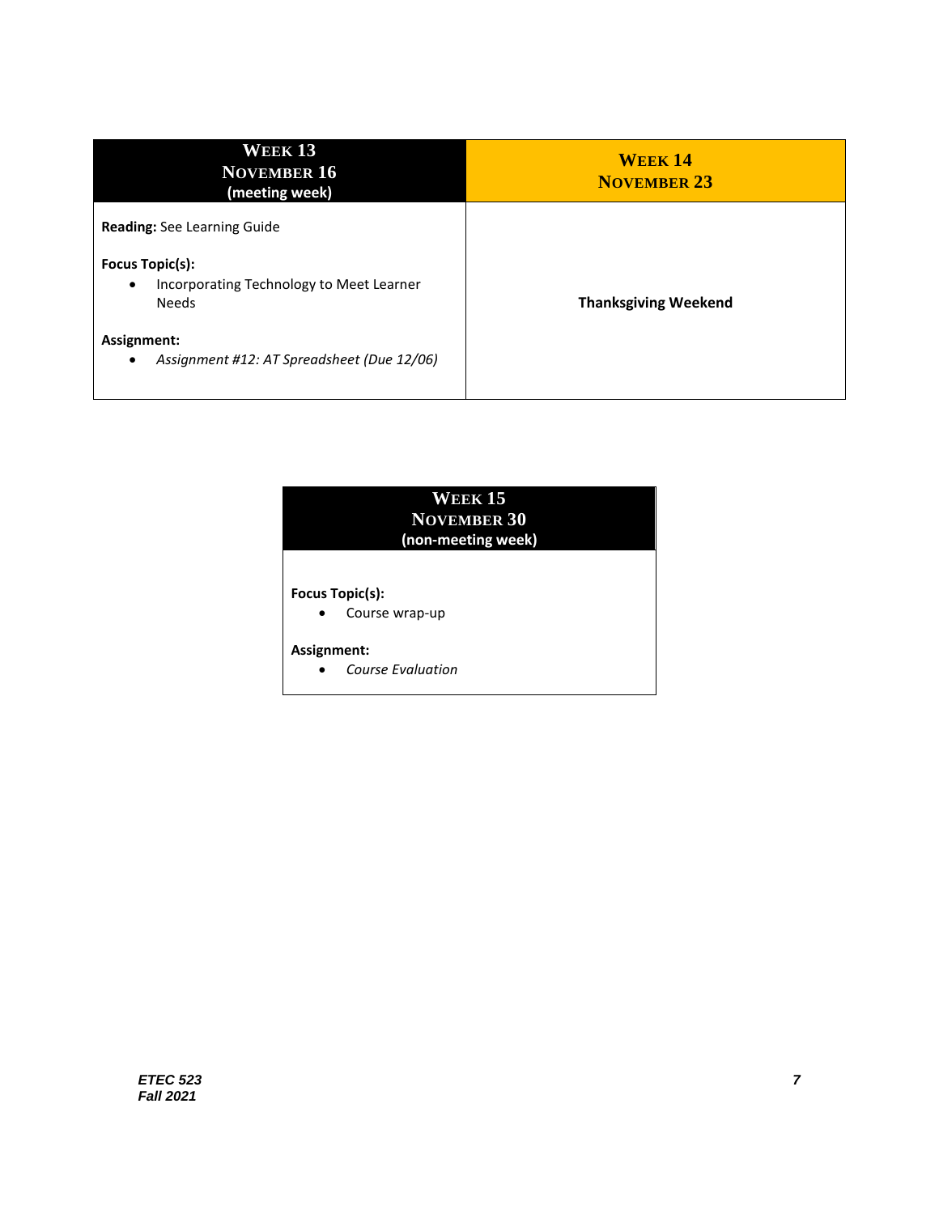| Week 13<br>November 16<br>(meeting week) | Week 14<br>November 23 |
|---|---|
| **Reading:** See Learning Guide<br><br>**Focus Topic(s):**<br>• Incorporating Technology to Meet Learner Needs<br><br>**Assignment:**<br>• *Assignment #12: AT Spreadsheet (Due 12/06)* | **Thanksgiving Weekend** |

| Week 15<br>November 30<br>(non-meeting week) |
|---|
| **Focus Topic(s):**<br>• Course wrap-up<br><br>**Assignment:**<br>• *Course Evaluation* |